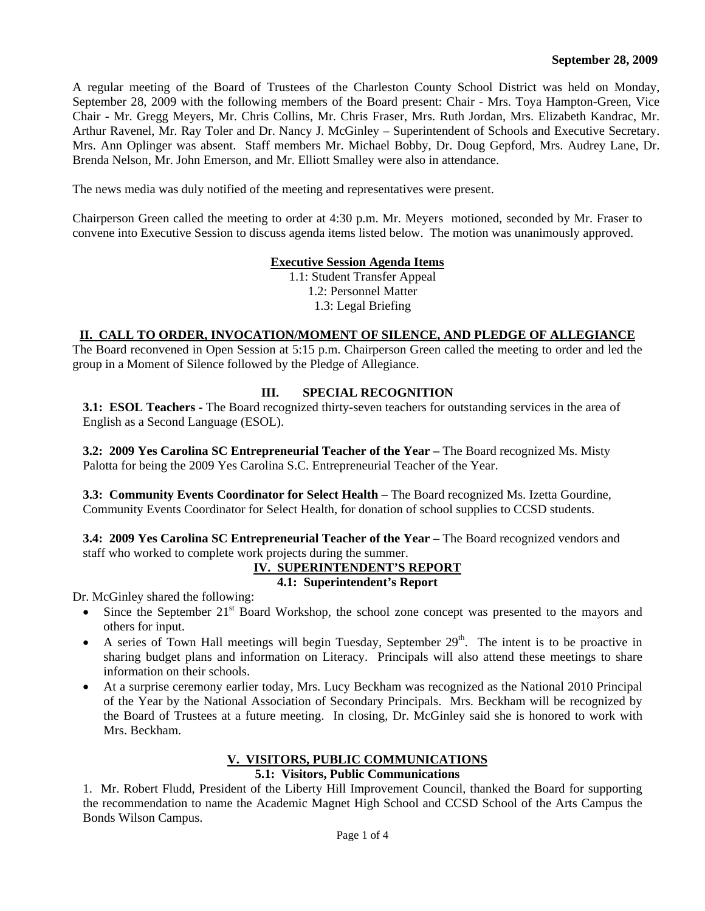**September 28, 2009**

A regular meeting of the Board of Trustees of the Charleston County School District was held on Monday, September 28, 2009 with the following members of the Board present: Chair - Mrs. Toya Hampton-Green, Vice Chair - Mr. Gregg Meyers, Mr. Chris Collins, Mr. Chris Fraser, Mrs. Ruth Jordan, Mrs. Elizabeth Kandrac, Mr. Arthur Ravenel, Mr. Ray Toler and Dr. Nancy J. McGinley – Superintendent of Schools and Executive Secretary. Mrs. Ann Oplinger was absent. Staff members Mr. Michael Bobby, Dr. Doug Gepford, Mrs. Audrey Lane, Dr. Brenda Nelson, Mr. John Emerson, and Mr. Elliott Smalley were also in attendance.

The news media was duly notified of the meeting and representatives were present.

Chairperson Green called the meeting to order at 4:30 p.m. Mr. Meyers motioned, seconded by Mr. Fraser to convene into Executive Session to discuss agenda items listed below. The motion was unanimously approved.

**Executive Session Agenda Items**

1.1: Student Transfer Appeal
1.2: Personnel Matter
1.3: Legal Briefing

## II. CALL TO ORDER, INVOCATION/MOMENT OF SILENCE, AND PLEDGE OF ALLEGIANCE

The Board reconvened in Open Session at 5:15 p.m. Chairperson Green called the meeting to order and led the group in a Moment of Silence followed by the Pledge of Allegiance.

## III. SPECIAL RECOGNITION

**3.1: ESOL Teachers -** The Board recognized thirty-seven teachers for outstanding services in the area of English as a Second Language (ESOL).

**3.2: 2009 Yes Carolina SC Entrepreneurial Teacher of the Year –** The Board recognized Ms. Misty Palotta for being the 2009 Yes Carolina S.C. Entrepreneurial Teacher of the Year.

**3.3: Community Events Coordinator for Select Health –** The Board recognized Ms. Izetta Gourdine, Community Events Coordinator for Select Health, for donation of school supplies to CCSD students.

**3.4: 2009 Yes Carolina SC Entrepreneurial Teacher of the Year –** The Board recognized vendors and staff who worked to complete work projects during the summer.

## IV. SUPERINTENDENT'S REPORT

**4.1: Superintendent's Report**

Dr. McGinley shared the following:

- Since the September 21st Board Workshop, the school zone concept was presented to the mayors and others for input.
- A series of Town Hall meetings will begin Tuesday, September 29th. The intent is to be proactive in sharing budget plans and information on Literacy. Principals will also attend these meetings to share information on their schools.
- At a surprise ceremony earlier today, Mrs. Lucy Beckham was recognized as the National 2010 Principal of the Year by the National Association of Secondary Principals. Mrs. Beckham will be recognized by the Board of Trustees at a future meeting. In closing, Dr. McGinley said she is honored to work with Mrs. Beckham.

## V. VISITORS, PUBLIC COMMUNICATIONS

**5.1: Visitors, Public Communications**

1. Mr. Robert Fludd, President of the Liberty Hill Improvement Council, thanked the Board for supporting the recommendation to name the Academic Magnet High School and CCSD School of the Arts Campus the Bonds Wilson Campus.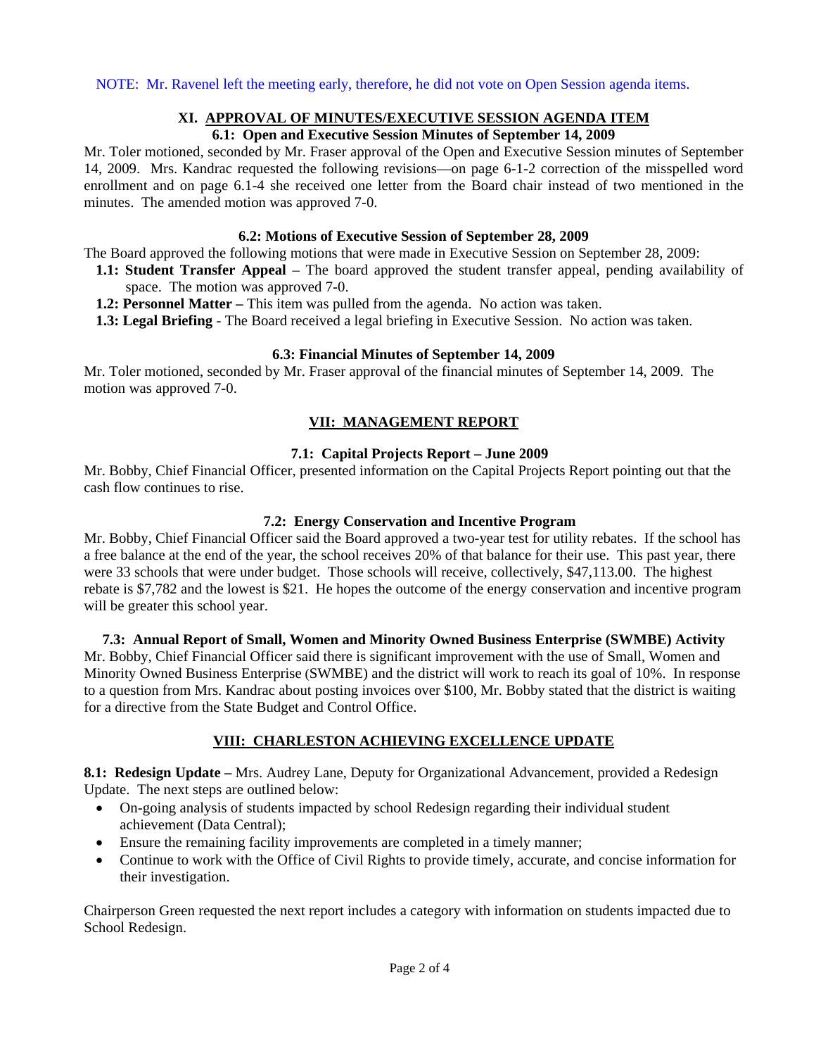NOTE: Mr. Ravenel left the meeting early, therefore, he did not vote on Open Session agenda items.

## XI. APPROVAL OF MINUTES/EXECUTIVE SESSION AGENDA ITEM

### 6.1: Open and Executive Session Minutes of September 14, 2009

Mr. Toler motioned, seconded by Mr. Fraser approval of the Open and Executive Session minutes of September 14, 2009. Mrs. Kandrac requested the following revisions—on page 6-1-2 correction of the misspelled word enrollment and on page 6.1-4 she received one letter from the Board chair instead of two mentioned in the minutes. The amended motion was approved 7-0.

### 6.2: Motions of Executive Session of September 28, 2009

The Board approved the following motions that were made in Executive Session on September 28, 2009:

- **1.1: Student Transfer Appeal** – The board approved the student transfer appeal, pending availability of space. The motion was approved 7-0.
- **1.2: Personnel Matter –** This item was pulled from the agenda. No action was taken.
- **1.3: Legal Briefing** - The Board received a legal briefing in Executive Session. No action was taken.

### 6.3: Financial Minutes of September 14, 2009

Mr. Toler motioned, seconded by Mr. Fraser approval of the financial minutes of September 14, 2009. The motion was approved 7-0.

## VII: MANAGEMENT REPORT

### 7.1: Capital Projects Report – June 2009

Mr. Bobby, Chief Financial Officer, presented information on the Capital Projects Report pointing out that the cash flow continues to rise.

### 7.2: Energy Conservation and Incentive Program

Mr. Bobby, Chief Financial Officer said the Board approved a two-year test for utility rebates. If the school has a free balance at the end of the year, the school receives 20% of that balance for their use. This past year, there were 33 schools that were under budget. Those schools will receive, collectively, $47,113.00. The highest rebate is $7,782 and the lowest is $21. He hopes the outcome of the energy conservation and incentive program will be greater this school year.

### 7.3: Annual Report of Small, Women and Minority Owned Business Enterprise (SWMBE) Activity

Mr. Bobby, Chief Financial Officer said there is significant improvement with the use of Small, Women and Minority Owned Business Enterprise (SWMBE) and the district will work to reach its goal of 10%. In response to a question from Mrs. Kandrac about posting invoices over $100, Mr. Bobby stated that the district is waiting for a directive from the State Budget and Control Office.

## VIII: CHARLESTON ACHIEVING EXCELLENCE UPDATE

**8.1: Redesign Update –** Mrs. Audrey Lane, Deputy for Organizational Advancement, provided a Redesign Update. The next steps are outlined below:

- On-going analysis of students impacted by school Redesign regarding their individual student achievement (Data Central);
- Ensure the remaining facility improvements are completed in a timely manner;
- Continue to work with the Office of Civil Rights to provide timely, accurate, and concise information for their investigation.

Chairperson Green requested the next report includes a category with information on students impacted due to School Redesign.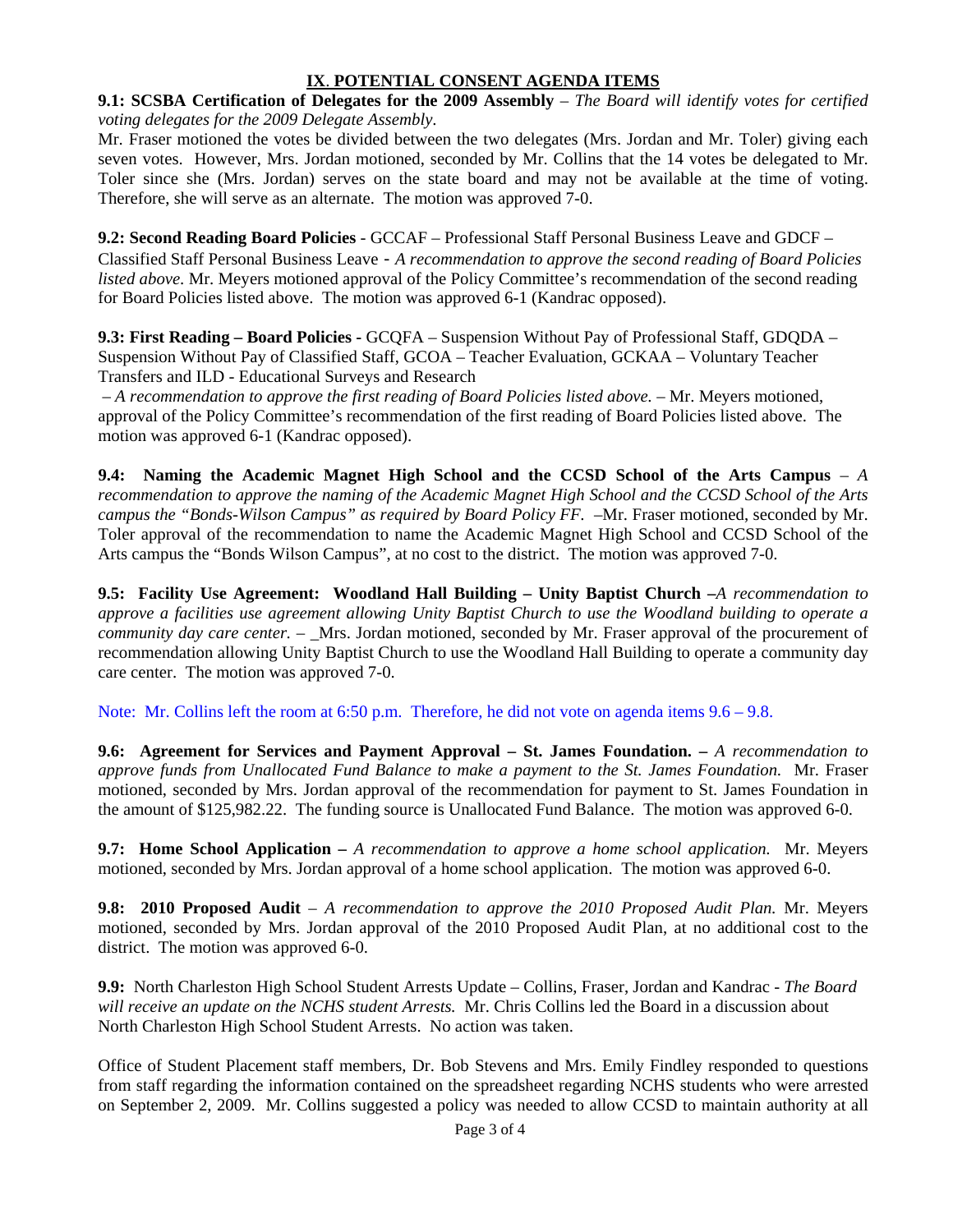## IX. POTENTIAL CONSENT AGENDA ITEMS

**9.1: SCSBA Certification of Delegates for the 2009 Assembly** – *The Board will identify votes for certified voting delegates for the 2009 Delegate Assembly*.
Mr. Fraser motioned the votes be divided between the two delegates (Mrs. Jordan and Mr. Toler) giving each seven votes. However, Mrs. Jordan motioned, seconded by Mr. Collins that the 14 votes be delegated to Mr. Toler since she (Mrs. Jordan) serves on the state board and may not be available at the time of voting. Therefore, she will serve as an alternate. The motion was approved 7-0.

**9.2: Second Reading Board Policies** - GCCAF – Professional Staff Personal Business Leave and GDCF – Classified Staff Personal Business Leave - *A recommendation to approve the second reading of Board Policies listed above*. Mr. Meyers motioned approval of the Policy Committee's recommendation of the second reading for Board Policies listed above. The motion was approved 6-1 (Kandrac opposed).

**9.3: First Reading – Board Policies** - GCQFA – Suspension Without Pay of Professional Staff, GDQDA – Suspension Without Pay of Classified Staff, GCOA – Teacher Evaluation, GCKAA – Voluntary Teacher Transfers and ILD - Educational Surveys and Research
– *A recommendation to approve the first reading of Board Policies listed above.* – Mr. Meyers motioned, approval of the Policy Committee's recommendation of the first reading of Board Policies listed above. The motion was approved 6-1 (Kandrac opposed).

**9.4: Naming the Academic Magnet High School and the CCSD School of the Arts Campus** – *A recommendation to approve the naming of the Academic Magnet High School and the CCSD School of the Arts campus the "Bonds-Wilson Campus" as required by Board Policy FF.* –Mr. Fraser motioned, seconded by Mr. Toler approval of the recommendation to name the Academic Magnet High School and CCSD School of the Arts campus the "Bonds Wilson Campus", at no cost to the district. The motion was approved 7-0.

**9.5: Facility Use Agreement: Woodland Hall Building – Unity Baptist Church –***A recommendation to approve a facilities use agreement allowing Unity Baptist Church to use the Woodland building to operate a community day care center.* – _Mrs. Jordan motioned, seconded by Mr. Fraser approval of the procurement of recommendation allowing Unity Baptist Church to use the Woodland Hall Building to operate a community day care center. The motion was approved 7-0.

Note: Mr. Collins left the room at 6:50 p.m. Therefore, he did not vote on agenda items 9.6 – 9.8.

**9.6: Agreement for Services and Payment Approval – St. James Foundation. –** *A recommendation to approve funds from Unallocated Fund Balance to make a payment to the St. James Foundation.* Mr. Fraser motioned, seconded by Mrs. Jordan approval of the recommendation for payment to St. James Foundation in the amount of $125,982.22. The funding source is Unallocated Fund Balance. The motion was approved 6-0.

**9.7: Home School Application –** *A recommendation to approve a home school application.* Mr. Meyers motioned, seconded by Mrs. Jordan approval of a home school application. The motion was approved 6-0.

**9.8: 2010 Proposed Audit** – *A recommendation to approve the 2010 Proposed Audit Plan.* Mr. Meyers motioned, seconded by Mrs. Jordan approval of the 2010 Proposed Audit Plan, at no additional cost to the district. The motion was approved 6-0.

**9.9:** North Charleston High School Student Arrests Update – Collins, Fraser, Jordan and Kandrac - *The Board will receive an update on the NCHS student Arrests.* Mr. Chris Collins led the Board in a discussion about North Charleston High School Student Arrests. No action was taken.

Office of Student Placement staff members, Dr. Bob Stevens and Mrs. Emily Findley responded to questions from staff regarding the information contained on the spreadsheet regarding NCHS students who were arrested on September 2, 2009. Mr. Collins suggested a policy was needed to allow CCSD to maintain authority at all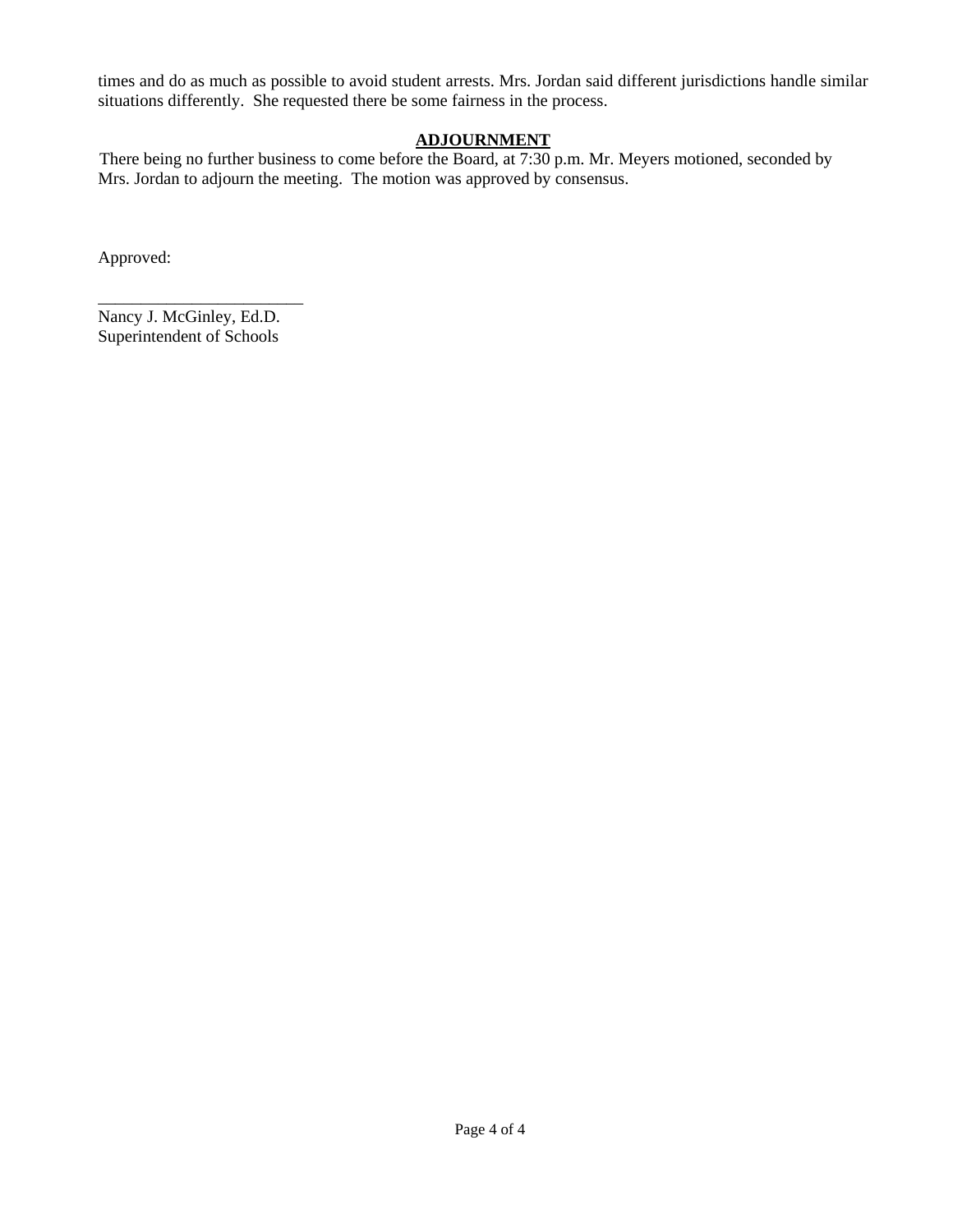times and do as much as possible to avoid student arrests. Mrs. Jordan said different jurisdictions handle similar situations differently. She requested there be some fairness in the process.

## ADJOURNMENT

There being no further business to come before the Board, at 7:30 p.m. Mr. Meyers motioned, seconded by Mrs. Jordan to adjourn the meeting. The motion was approved by consensus.

Approved:

________________________

Nancy J. McGinley, Ed.D.
Superintendent of Schools